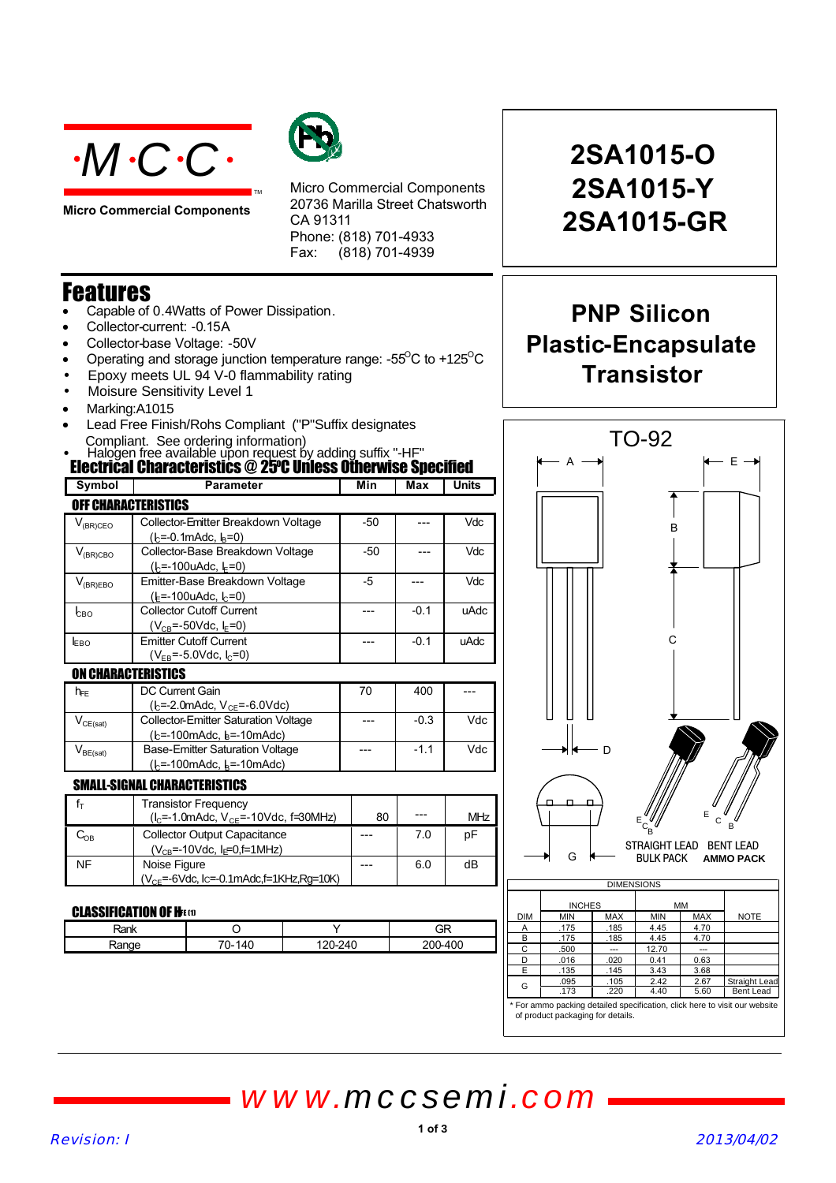Micro Commercial Components

Micro Commercial Components
20736 Marilla Street Chatsworth
CA 91311
Phone: (818) 701-4933
Fax: (818) 701-4939

# 2SA1015-O
# 2SA1015-Y
# 2SA1015-GR

## PNP Silicon Plastic-Encapsulate Transistor

## Features

- Capable of 0.4Watts of Power Dissipation.
- Collector-current: -0.15A
- Collector-base Voltage: -50V
- Operating and storage junction temperature range: -55°C to +125°C
- Epoxy meets UL 94 V-0 flammability rating
- Moisure Sensitivity Level 1
- Marking:A1015
- Lead Free Finish/Rohs Compliant ("P"Suffix designates Compliant. See ordering information)
- Halogen free available upon request by adding suffix "-HF"

## Electrical Characteristics @ 25°C Unless Otherwise Specified

| Symbol | Parameter | Min | Max | Units |
|---|---|---|---|---|
| **OFF CHARACTERISTICS** | | | | |
| $V_{(BR)CEO}$ | Collector-Emitter Breakdown Voltage ($I_C$=-0.1mAdc, $I_B$=0) | -50 | --- | Vdc |
| $V_{(BR)CBO}$ | Collector-Base Breakdown Voltage ($I_C$=-100uAdc, $I_E$=0) | -50 | --- | Vdc |
| $V_{(BR)EBO}$ | Emitter-Base Breakdown Voltage ($I_E$=-100uAdc, $I_C$=0) | -5 | --- | Vdc |
| $I_{CBO}$ | Collector Cutoff Current ($V_{CB}$=-50Vdc, $I_E$=0) | --- | -0.1 | uAdc |
| $I_{EBO}$ | Emitter Cutoff Current ($V_{EB}$=-5.0Vdc, $I_C$=0) | --- | -0.1 | uAdc |
| **ON CHARACTERISTICS** | | | | |
| $h_{FE}$ | DC Current Gain ($I_C$=-2.0mAdc, $V_{CE}$=-6.0Vdc) | 70 | 400 | --- |
| $V_{CE(sat)}$ | Collector-Emitter Saturation Voltage ($I_C$=-100mAdc, $I_B$=-10mAdc) | --- | -0.3 | Vdc |
| $V_{BE(sat)}$ | Base-Emitter Saturation Voltage ($I_C$=-100mAdc, $I_B$=-10mAdc) | --- | -1.1 | Vdc |
| **SMALL-SIGNAL CHARACTERISTICS** | | | | |
| $f_T$ | Transistor Frequency ($I_C$=-1.0mAdc, $V_{CE}$=-10Vdc, f=30MHz) | 80 | --- | MHz |
| $C_{OB}$ | Collector Output Capacitance ($V_{CB}$=-10Vdc, $I_E$=0,f=1MHz) | --- | 7.0 | pF |
| NF | Noise Figure ($V_{CE}$=-6Vdc, Ic=-0.1mAdc,f=1KHz,Rg=10K) | --- | 6.0 | dB |

### CLASSIFICATION OF $h_{FE(1)}$

| Rank | O | Y | GR |
|---|---|---|---|
| Range | 70-140 | 120-240 | 200-400 |

## TO-92

STRAIGHT LEAD BULK PACK

BENT LEAD AMMO PACK

DIMENSIONS

| DIM | INCHES MIN | INCHES MAX | MM MIN | MM MAX | NOTE |
|---|---|---|---|---|---|
| A | .175 | .185 | 4.45 | 4.70 | |
| B | .175 | .185 | 4.45 | 4.70 | |
| C | .500 | --- | 12.70 | --- | |
| D | .016 | .020 | 0.41 | 0.63 | |
| E | .135 | .145 | 3.43 | 3.68 | |
| G | .095 | .105 | 2.42 | 2.67 | Straight Lead |
| | .173 | .220 | 4.40 | 5.60 | Bent Lead |

\* For ammo packing detailed specification, click here to visit our website of product packaging for details.

www.mccsemi.com

Revision: I

2013/04/02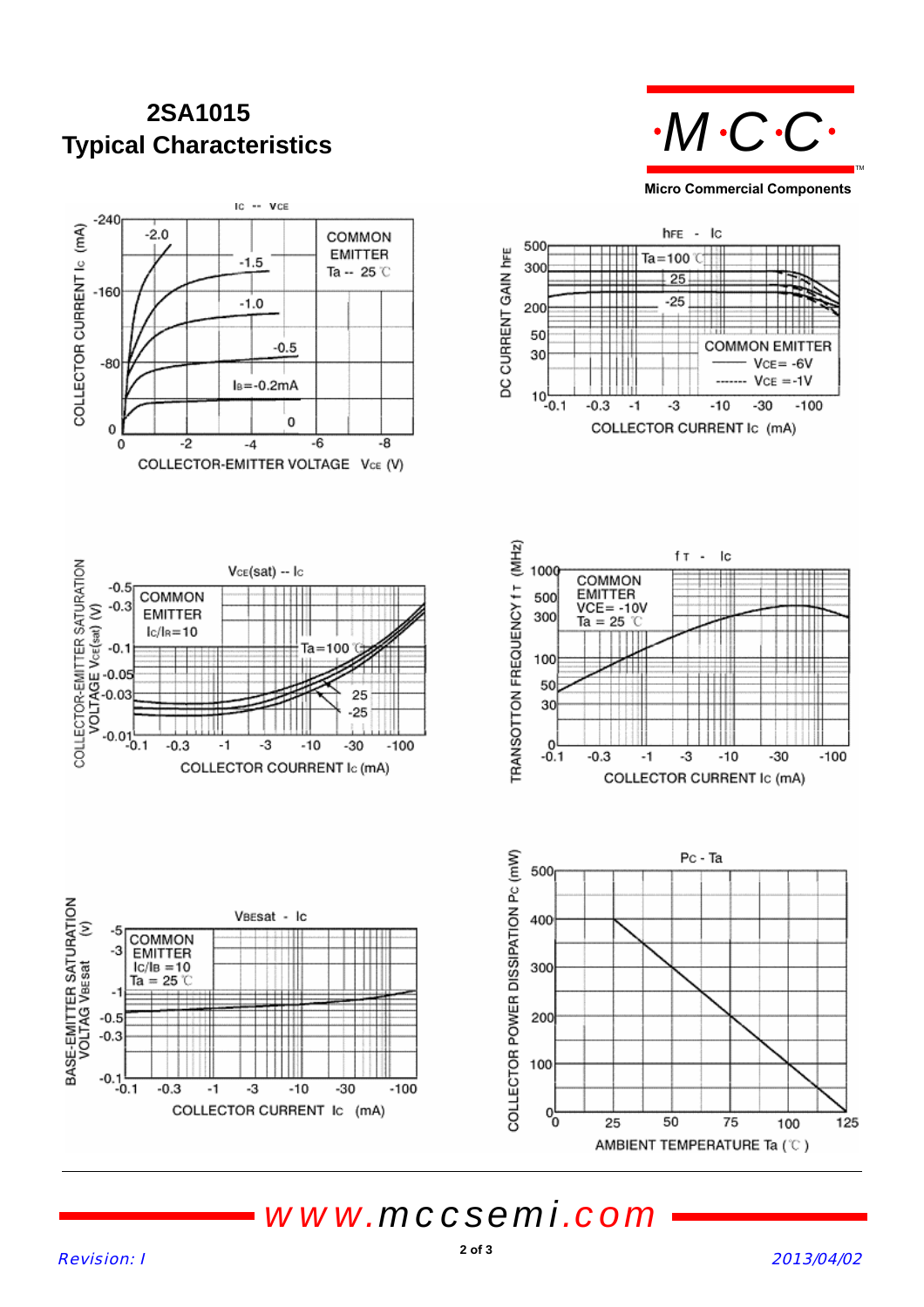# 2SA1015
## Typical Characteristics

**Micro Commercial Components**

### $I_C$ -- $V_{CE}$

COMMON EMITTER
Ta -- 25 ℃

COLLECTOR CURRENT $I_C$ (mA)

COLLECTOR-EMITTER VOLTAGE $V_{CE}$ (V)

$I_B$=-0.2mA, -0.5, -1.0, -1.5, -2.0, 0

### $h_{FE}$ - $I_C$

Ta=100 ℃, 25, -25

COMMON EMITTER
—— $V_{CE}$= -6V
------- $V_{CE}$ =-1V

DC CURRENT GAIN $h_{FE}$

COLLECTOR CURRENT $I_C$ (mA)

### $V_{CE(sat)}$ -- $I_C$

COMMON EMITTER
$I_C/I_B$=10

Ta=100 ℃, 25, -25

COLLECTOR-EMITTER SATURATION VOLTAGE $V_{CE(sat)}$ (V)

COLLECTOR COURRENT $I_C$ (mA)

### $f_T$ - $I_C$

COMMON EMITTER
VCE= -10V
Ta = 25 ℃

TRANSOTTON FREQUENCY $f_T$ (MHz)

COLLECTOR CURRENT $I_C$ (mA)

### $V_{BEsat}$ - $I_C$

COMMON EMITTER
$I_C/I_B$ =10
Ta = 25 ℃

BASE-EMITTER SATURATION VOLTAG $V_{BEsat}$ (V)

COLLECTOR CURRENT $I_C$ (mA)

### $P_C$ - Ta

COLLECTOR POWER DISSIPATION $P_C$ (mW)

AMBIENT TEMPERATURE Ta (℃)

*www.mccsemi.com*

*Revision: I* *2013/04/02*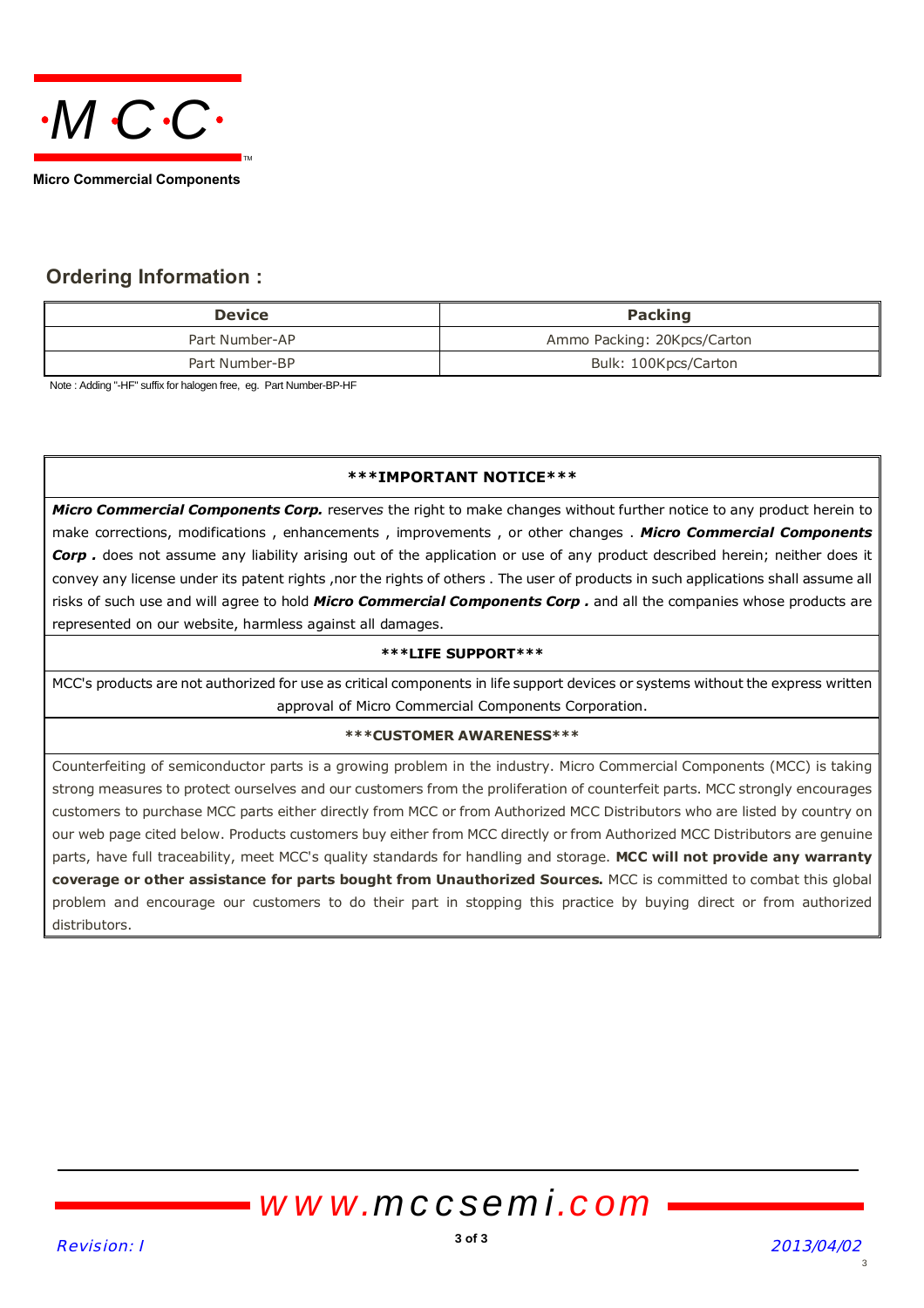## Ordering Information :

| Device | Packing |
|---|---|
| Part Number-AP | Ammo Packing: 20Kpcs/Carton |
| Part Number-BP | Bulk: 100Kpcs/Carton |

Note : Adding "-HF" suffix for halogen free, eg. Part Number-BP-HF

**\*\*\*IMPORTANT NOTICE\*\*\***

***Micro Commercial Components Corp.*** reserves the right to make changes without further notice to any product herein to make corrections, modifications , enhancements , improvements , or other changes . ***Micro Commercial Components Corp .*** does not assume any liability arising out of the application or use of any product described herein; neither does it convey any license under its patent rights ,nor the rights of others . The user of products in such applications shall assume all risks of such use and will agree to hold ***Micro Commercial Components Corp .*** and all the companies whose products are represented on our website, harmless against all damages.

**\*\*\*LIFE SUPPORT\*\*\***

MCC's products are not authorized for use as critical components in life support devices or systems without the express written approval of Micro Commercial Components Corporation.

**\*\*\*CUSTOMER AWARENESS\*\*\***

Counterfeiting of semiconductor parts is a growing problem in the industry. Micro Commercial Components (MCC) is taking strong measures to protect ourselves and our customers from the proliferation of counterfeit parts. MCC strongly encourages customers to purchase MCC parts either directly from MCC or from Authorized MCC Distributors who are listed by country on our web page cited below. Products customers buy either from MCC directly or from Authorized MCC Distributors are genuine parts, have full traceability, meet MCC's quality standards for handling and storage. **MCC will not provide any warranty coverage or other assistance for parts bought from Unauthorized Sources.** MCC is committed to combat this global problem and encourage our customers to do their part in stopping this practice by buying direct or from authorized distributors.

*www.mccsemi.com*

*Revision: I* *2013/04/02*